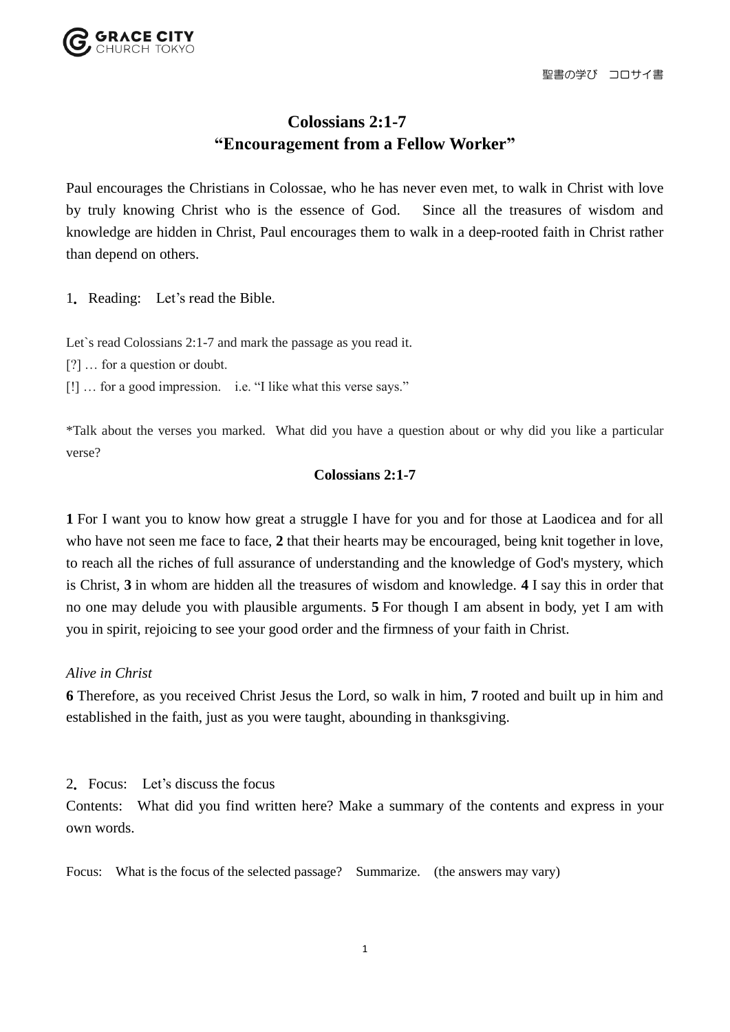# Colossians 2:1-7
# "Encouragement from a Fellow Worker"

Paul encourages the Christians in Colossae, who he has never even met, to walk in Christ with love by truly knowing Christ who is the essence of God. Since all the treasures of wisdom and knowledge are hidden in Christ, Paul encourages them to walk in a deep-rooted faith in Christ rather than depend on others.

1. Reading: Let's read the Bible.

Let`s read Colossians 2:1-7 and mark the passage as you read it.
[?] … for a question or doubt.
[!] … for a good impression. i.e. "I like what this verse says."

*Talk about the verses you marked. What did you have a question about or why did you like a particular verse?

**Colossians 2:1-7**

**1** For I want you to know how great a struggle I have for you and for those at Laodicea and for all who have not seen me face to face, **2** that their hearts may be encouraged, being knit together in love, to reach all the riches of full assurance of understanding and the knowledge of God's mystery, which is Christ, **3** in whom are hidden all the treasures of wisdom and knowledge. **4** I say this in order that no one may delude you with plausible arguments. **5** For though I am absent in body, yet I am with you in spirit, rejoicing to see your good order and the firmness of your faith in Christ.

*Alive in Christ*

**6** Therefore, as you received Christ Jesus the Lord, so walk in him, **7** rooted and built up in him and established in the faith, just as you were taught, abounding in thanksgiving.

2. Focus: Let's discuss the focus

Contents: What did you find written here? Make a summary of the contents and express in your own words.

Focus: What is the focus of the selected passage? Summarize. (the answers may vary)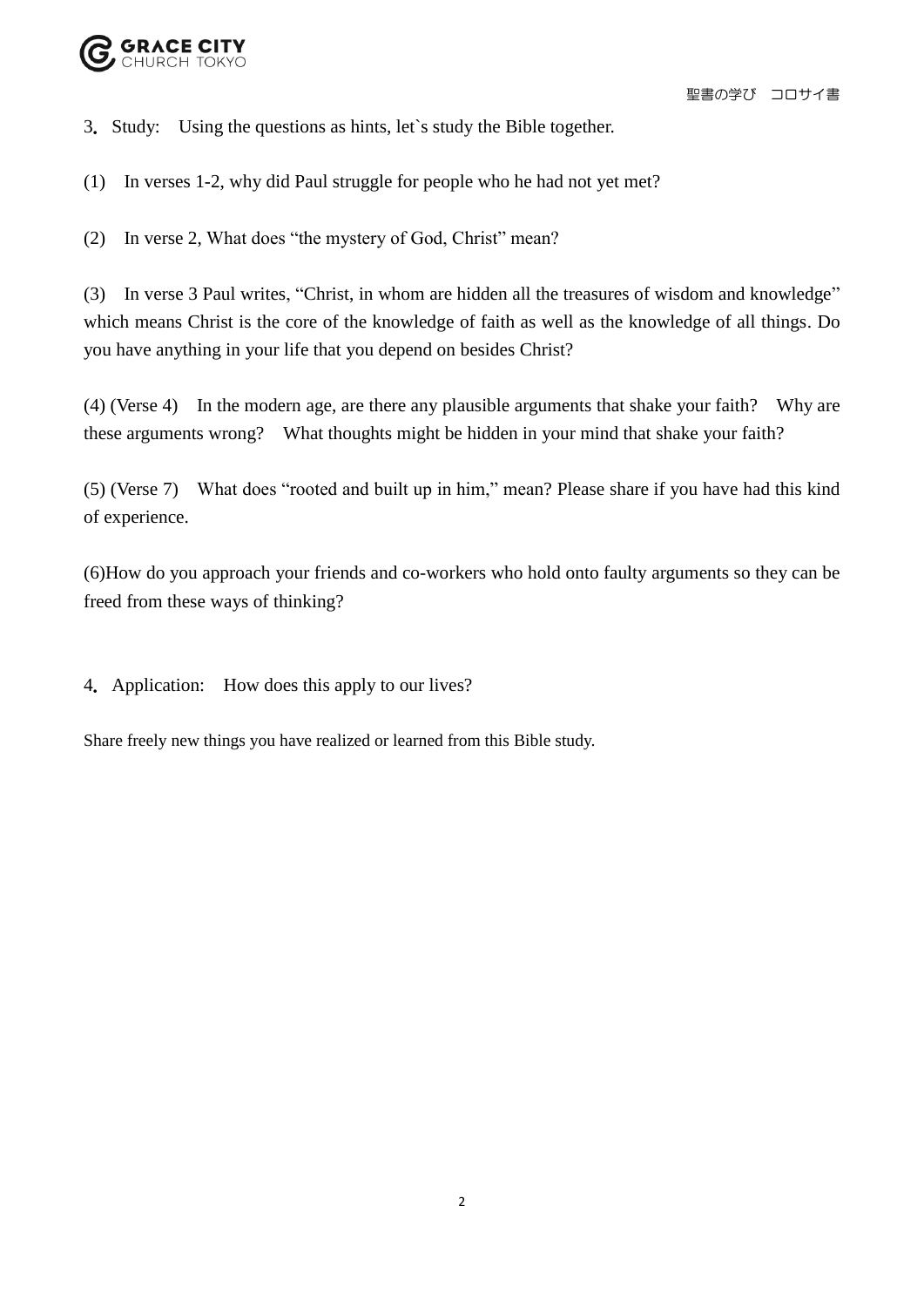3. Study:　Using the questions as hints, let`s study the Bible together.

(1)　In verses 1-2, why did Paul struggle for people who he had not yet met?

(2)　In verse 2, What does “the mystery of God, Christ” mean?

(3)　In verse 3 Paul writes, “Christ, in whom are hidden all the treasures of wisdom and knowledge” which means Christ is the core of the knowledge of faith as well as the knowledge of all things. Do you have anything in your life that you depend on besides Christ?

(4) (Verse 4)　In the modern age, are there any plausible arguments that shake your faith?　Why are these arguments wrong?　What thoughts might be hidden in your mind that shake your faith?

(5) (Verse 7)　What does “rooted and built up in him,” mean? Please share if you have had this kind of experience.

(6)How do you approach your friends and co-workers who hold onto faulty arguments so they can be freed from these ways of thinking?

4. Application:　How does this apply to our lives?

Share freely new things you have realized or learned from this Bible study.